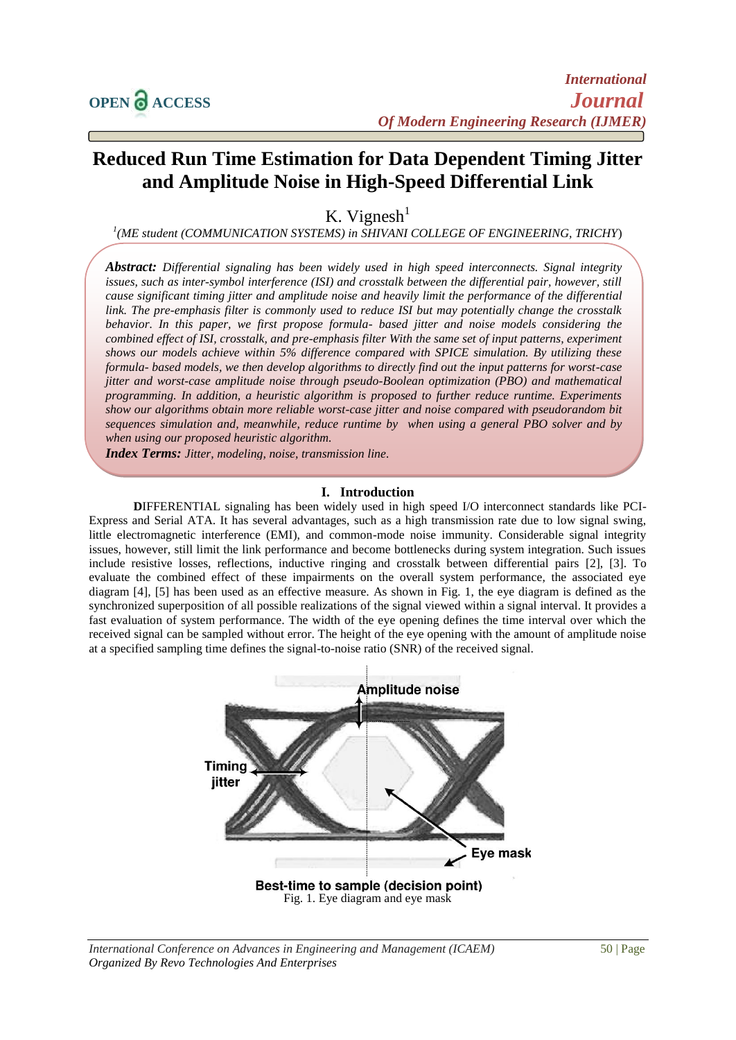# Reduced Run Time Estimation for Data Dependent Timing Jitter and Amplitude Noise in High-Speed Differential Link

K. Vignesh[1]

[1](ME student (COMMUNICATION SYSTEMS) in SHIVANI COLLEGE OF ENGINEERING, TRICHY)

***Abstract:*** *Differential signaling has been widely used in high speed interconnects. Signal integrity issues, such as inter-symbol interference (ISI) and crosstalk between the differential pair, however, still cause significant timing jitter and amplitude noise and heavily limit the performance of the differential link. The pre-emphasis filter is commonly used to reduce ISI but may potentially change the crosstalk behavior. In this paper, we first propose formula- based jitter and noise models considering the combined effect of ISI, crosstalk, and pre-emphasis filter With the same set of input patterns, experiment shows our models achieve within 5% difference compared with SPICE simulation. By utilizing these formula- based models, we then develop algorithms to directly find out the input patterns for worst-case jitter and worst-case amplitude noise through pseudo-Boolean optimization (PBO) and mathematical programming. In addition, a heuristic algorithm is proposed to further reduce runtime. Experiments show our algorithms obtain more reliable worst-case jitter and noise compared with pseudorandom bit sequences simulation and, meanwhile, reduce runtime by when using a general PBO solver and by when using our proposed heuristic algorithm.*

***Index Terms:*** *Jitter, modeling, noise, transmission line.*

## I. Introduction

**D**IFFERENTIAL signaling has been widely used in high speed I/O interconnect standards like PCI-Express and Serial ATA. It has several advantages, such as a high transmission rate due to low signal swing, little electromagnetic interference (EMI), and common-mode noise immunity. Considerable signal integrity issues, however, still limit the link performance and become bottlenecks during system integration. Such issues include resistive losses, reflections, inductive ringing and crosstalk between differential pairs [2], [3]. To evaluate the combined effect of these impairments on the overall system performance, the associated eye diagram [4], [5] has been used as an effective measure. As shown in Fig. 1, the eye diagram is defined as the synchronized superposition of all possible realizations of the signal viewed within a signal interval. It provides a fast evaluation of system performance. The width of the eye opening defines the time interval over which the received signal can be sampled without error. The height of the eye opening with the amount of amplitude noise at a specified sampling time defines the signal-to-noise ratio (SNR) of the received signal.

Fig. 1. Eye diagram and eye mask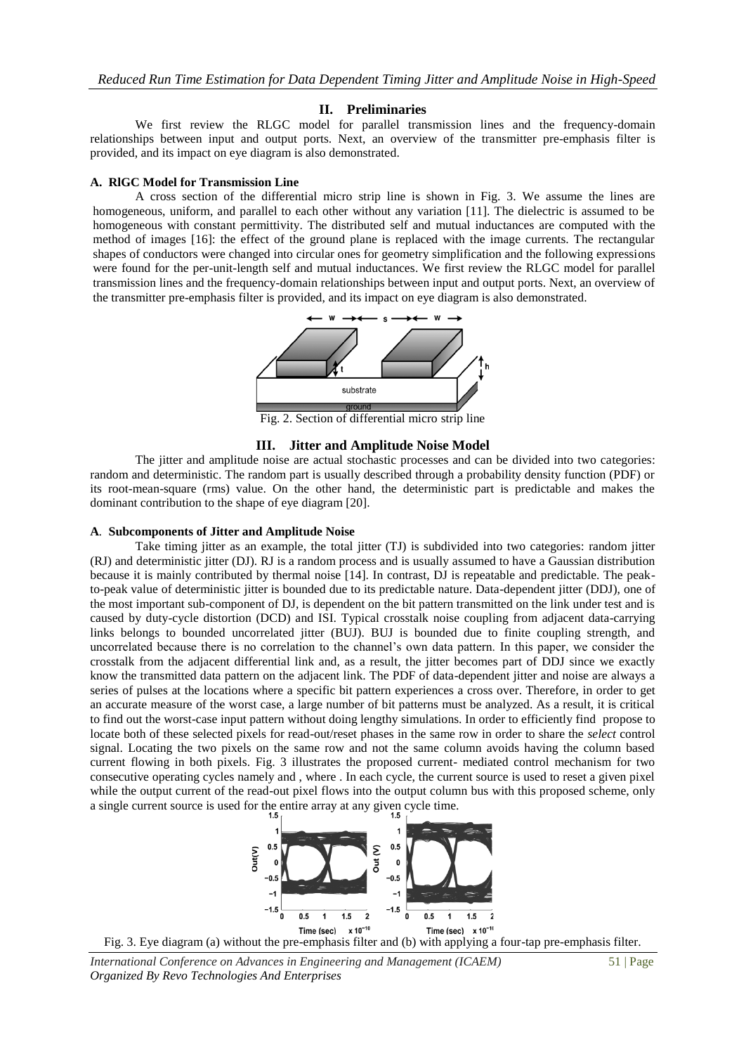## II. Preliminaries

We first review the RLGC model for parallel transmission lines and the frequency-domain relationships between input and output ports. Next, an overview of the transmitter pre-emphasis filter is provided, and its impact on eye diagram is also demonstrated.

### A. RlGC Model for Transmission Line

A cross section of the differential micro strip line is shown in Fig. 3. We assume the lines are homogeneous, uniform, and parallel to each other without any variation [11]. The dielectric is assumed to be homogeneous with constant permittivity. The distributed self and mutual inductances are computed with the method of images [16]: the effect of the ground plane is replaced with the image currents. The rectangular shapes of conductors were changed into circular ones for geometry simplification and the following expressions were found for the per-unit-length self and mutual inductances. We first review the RLGC model for parallel transmission lines and the frequency-domain relationships between input and output ports. Next, an overview of the transmitter pre-emphasis filter is provided, and its impact on eye diagram is also demonstrated.

w
s
w
t
h
substrate
ground

Fig. 2. Section of differential micro strip line

## III. Jitter and Amplitude Noise Model

The jitter and amplitude noise are actual stochastic processes and can be divided into two categories: random and deterministic. The random part is usually described through a probability density function (PDF) or its root-mean-square (rms) value. On the other hand, the deterministic part is predictable and makes the dominant contribution to the shape of eye diagram [20].

### A. Subcomponents of Jitter and Amplitude Noise

Take timing jitter as an example, the total jitter (TJ) is subdivided into two categories: random jitter (RJ) and deterministic jitter (DJ). RJ is a random process and is usually assumed to have a Gaussian distribution because it is mainly contributed by thermal noise [14]. In contrast, DJ is repeatable and predictable. The peak-to-peak value of deterministic jitter is bounded due to its predictable nature. Data-dependent jitter (DDJ), one of the most important sub-component of DJ, is dependent on the bit pattern transmitted on the link under test and is caused by duty-cycle distortion (DCD) and ISI. Typical crosstalk noise coupling from adjacent data-carrying links belongs to bounded uncorrelated jitter (BUJ). BUJ is bounded due to finite coupling strength, and uncorrelated because there is no correlation to the channel's own data pattern. In this paper, we consider the crosstalk from the adjacent differential link and, as a result, the jitter becomes part of DDJ since we exactly know the transmitted data pattern on the adjacent link. The PDF of data-dependent jitter and noise are always a series of pulses at the locations where a specific bit pattern experiences a cross over. Therefore, in order to get an accurate measure of the worst case, a large number of bit patterns must be analyzed. As a result, it is critical to find out the worst-case input pattern without doing lengthy simulations. In order to efficiently find propose to locate both of these selected pixels for read-out/reset phases in the same row in order to share the *select* control signal. Locating the two pixels on the same row and not the same column avoids having the column based current flowing in both pixels. Fig. 3 illustrates the proposed current- mediated control mechanism for two consecutive operating cycles namely and , where . In each cycle, the current source is used to reset a given pixel while the output current of the read-out pixel flows into the output column bus with this proposed scheme, only a single current source is used for the entire array at any given cycle time.

Out(V)
1.5
1
0.5
0
−0.5
−1
−1.5
0
0.5
1
1.5
2
Time (sec) x 10^−10

Out (V)
1.5
1
0.5
0
−0.5
−1
−1.5
0
0.5
1
1.5
2
Time (sec) x 10^−10

Fig. 3. Eye diagram (a) without the pre-emphasis filter and (b) with applying a four-tap pre-emphasis filter.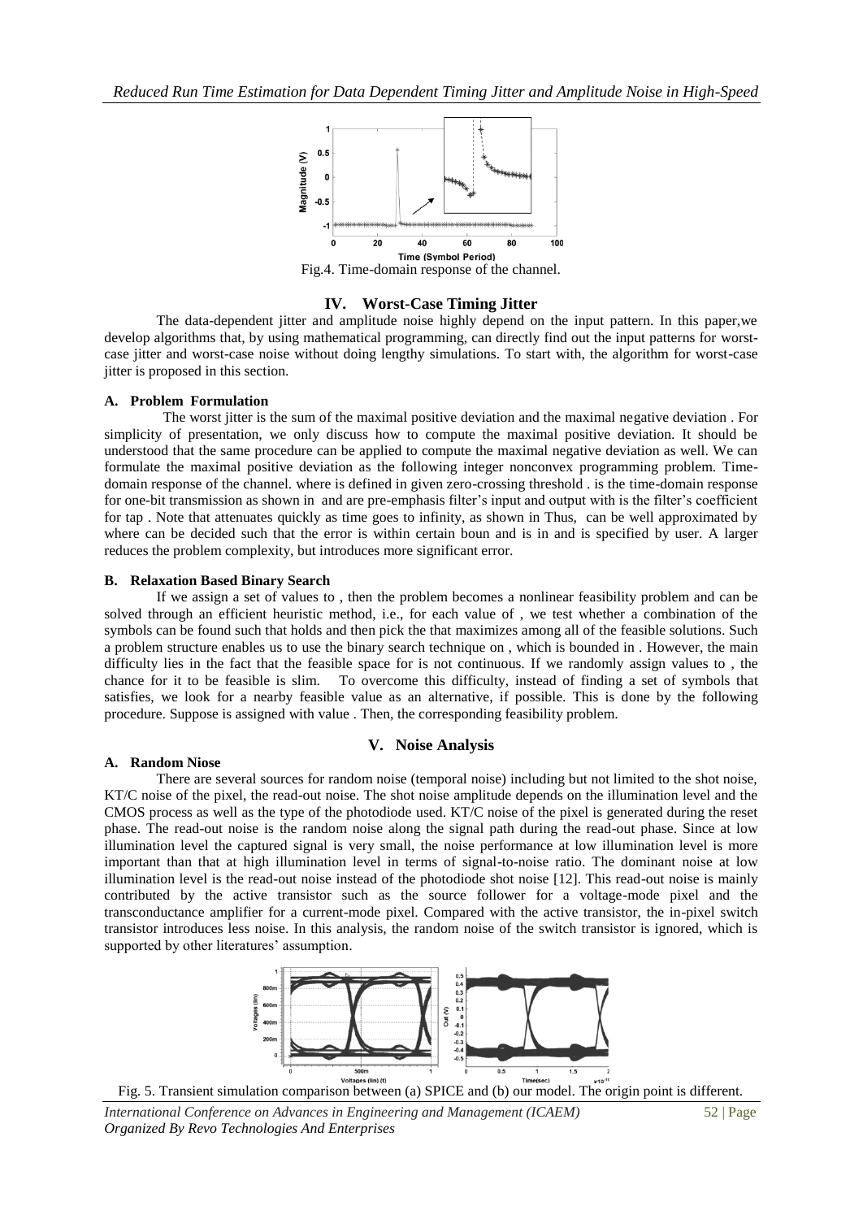1
0.5
0
-0.5
-1
Magnitude (V)
0 20 40 60 80 100
Time (Symbol Period)

Fig.4. Time-domain response of the channel.

## IV. Worst-Case Timing Jitter

The data-dependent jitter and amplitude noise highly depend on the input pattern. In this paper,we develop algorithms that, by using mathematical programming, can directly find out the input patterns for worst-case jitter and worst-case noise without doing lengthy simulations. To start with, the algorithm for worst-case jitter is proposed in this section.

### A. Problem Formulation

The worst jitter is the sum of the maximal positive deviation and the maximal negative deviation . For simplicity of presentation, we only discuss how to compute the maximal positive deviation. It should be understood that the same procedure can be applied to compute the maximal negative deviation as well. We can formulate the maximal positive deviation as the following integer nonconvex programming problem. Time-domain response of the channel. where is defined in given zero-crossing threshold . is the time-domain response for one-bit transmission as shown in and are pre-emphasis filter's input and output with is the filter's coefficient for tap . Note that attenuates quickly as time goes to infinity, as shown in Thus, can be well approximated by where can be decided such that the error is within certain boun and is in and is specified by user. A larger reduces the problem complexity, but introduces more significant error.

### B. Relaxation Based Binary Search

If we assign a set of values to , then the problem becomes a nonlinear feasibility problem and can be solved through an efficient heuristic method, i.e., for each value of , we test whether a combination of the symbols can be found such that holds and then pick the that maximizes among all of the feasible solutions. Such a problem structure enables us to use the binary search technique on , which is bounded in . However, the main difficulty lies in the fact that the feasible space for is not continuous. If we randomly assign values to , the chance for it to be feasible is slim. To overcome this difficulty, instead of finding a set of symbols that satisfies, we look for a nearby feasible value as an alternative, if possible. This is done by the following procedure. Suppose is assigned with value . Then, the corresponding feasibility problem.

## V. Noise Analysis

### A. Random Niose

There are several sources for random noise (temporal noise) including but not limited to the shot noise, KT/C noise of the pixel, the read-out noise. The shot noise amplitude depends on the illumination level and the CMOS process as well as the type of the photodiode used. KT/C noise of the pixel is generated during the reset phase. The read-out noise is the random noise along the signal path during the read-out phase. Since at low illumination level the captured signal is very small, the noise performance at low illumination level is more important than that at high illumination level in terms of signal-to-noise ratio. The dominant noise at low illumination level is the read-out noise instead of the photodiode shot noise [12]. This read-out noise is mainly contributed by the active transistor such as the source follower for a voltage-mode pixel and the transconductance amplifier for a current-mode pixel. Compared with the active transistor, the in-pixel switch transistor introduces less noise. In this analysis, the random noise of the switch transistor is ignored, which is supported by other literatures' assumption.

1
800m
600m
400m
200m
0
Voltages (lin)
0 500m 1
Voltages (lin) (t)

0.5
0.4
0.3
0.2
0.1
0
-0.1
-0.2
-0.3
-0.4
-0.5
Out (V)
0 0.5 1 1.5 2
Time(sec) $\times 10^{-10}$

Fig. 5. Transient simulation comparison between (a) SPICE and (b) our model. The origin point is different.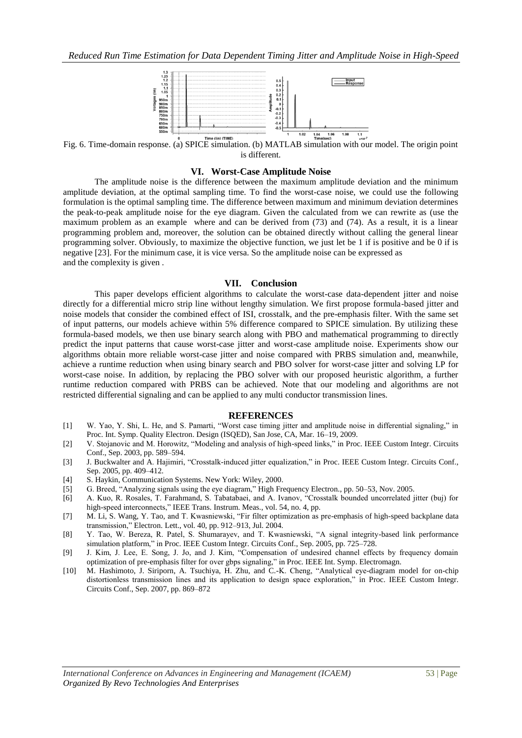1.3
1.25
1.2
1.15
1.1
1.05
1
950m
900m
850m
800m
750m
700m
650m
600m
550m

Voltages (lin)

0

Time (lin) (TIME)

0.5
0.4
0.3
0.2
0.1
0
-0.1
-0.2
-0.3
-0.4
-0.5

Amplitude

1
1.02
1.04
1.06
1.08
1.1

Time(sec)

$\times 10^{-7}$

Input
Response

Fig. 6. Time-domain response. (a) SPICE simulation. (b) MATLAB simulation with our model. The origin point is different.

## VI. Worst-Case Amplitude Noise

The amplitude noise is the difference between the maximum amplitude deviation and the minimum amplitude deviation, at the optimal sampling time. To find the worst-case noise, we could use the following formulation is the optimal sampling time. The difference between maximum and minimum deviation determines the peak-to-peak amplitude noise for the eye diagram. Given the calculated from we can rewrite as (use the maximum problem as an example where and can be derived from (73) and (74). As a result, it is a linear programming problem and, moreover, the solution can be obtained directly without calling the general linear programming solver. Obviously, to maximize the objective function, we just let be 1 if is positive and be 0 if is negative [23]. For the minimum case, it is vice versa. So the amplitude noise can be expressed as and the complexity is given .

## VII. Conclusion

This paper develops efficient algorithms to calculate the worst-case data-dependent jitter and noise directly for a differential micro strip line without lengthy simulation. We first propose formula-based jitter and noise models that consider the combined effect of ISI, crosstalk, and the pre-emphasis filter. With the same set of input patterns, our models achieve within 5% difference compared to SPICE simulation. By utilizing these formula-based models, we then use binary search along with PBO and mathematical programming to directly predict the input patterns that cause worst-case jitter and worst-case amplitude noise. Experiments show our algorithms obtain more reliable worst-case jitter and noise compared with PRBS simulation and, meanwhile, achieve a runtime reduction when using binary search and PBO solver for worst-case jitter and solving LP for worst-case noise. In addition, by replacing the PBO solver with our proposed heuristic algorithm, a further runtime reduction compared with PRBS can be achieved. Note that our modeling and algorithms are not restricted differential signaling and can be applied to any multi conductor transmission lines.

## REFERENCES

[1] W. Yao, Y. Shi, L. He, and S. Pamarti, "Worst case timing jitter and amplitude noise in differential signaling," in Proc. Int. Symp. Quality Electron. Design (ISQED), San Jose, CA, Mar. 16–19, 2009.

[2] V. Stojanovic and M. Horowitz, "Modeling and analysis of high-speed links," in Proc. IEEE Custom Integr. Circuits Conf., Sep. 2003, pp. 589–594.

[3] J. Buckwalter and A. Hajimiri, "Crosstalk-induced jitter equalization," in Proc. IEEE Custom Integr. Circuits Conf., Sep. 2005, pp. 409–412.

[4] S. Haykin, Communication Systems. New York: Wiley, 2000.

[5] G. Breed, "Analyzing signals using the eye diagram," High Frequency Electron., pp. 50–53, Nov. 2005.

[6] A. Kuo, R. Rosales, T. Farahmand, S. Tabatabaei, and A. Ivanov, "Crosstalk bounded uncorrelated jitter (buj) for high-speed interconnects," IEEE Trans. Instrum. Meas., vol. 54, no. 4, pp.

[7] M. Li, S. Wang, Y. Tao, and T. Kwasniewski, "Fir filter optimization as pre-emphasis of high-speed backplane data transmission," Electron. Lett., vol. 40, pp. 912–913, Jul. 2004.

[8] Y. Tao, W. Bereza, R. Patel, S. Shumarayev, and T. Kwasniewski, "A signal integrity-based link performance simulation platform," in Proc. IEEE Custom Integr. Circuits Conf., Sep. 2005, pp. 725–728.

[9] J. Kim, J. Lee, E. Song, J. Jo, and J. Kim, "Compensation of undesired channel effects by frequency domain optimization of pre-emphasis filter for over gbps signaling," in Proc. IEEE Int. Symp. Electromagn.

[10] M. Hashimoto, J. Siriporn, A. Tsuchiya, H. Zhu, and C.-K. Cheng, "Analytical eye-diagram model for on-chip distortionless transmission lines and its application to design space exploration," in Proc. IEEE Custom Integr. Circuits Conf., Sep. 2007, pp. 869–872